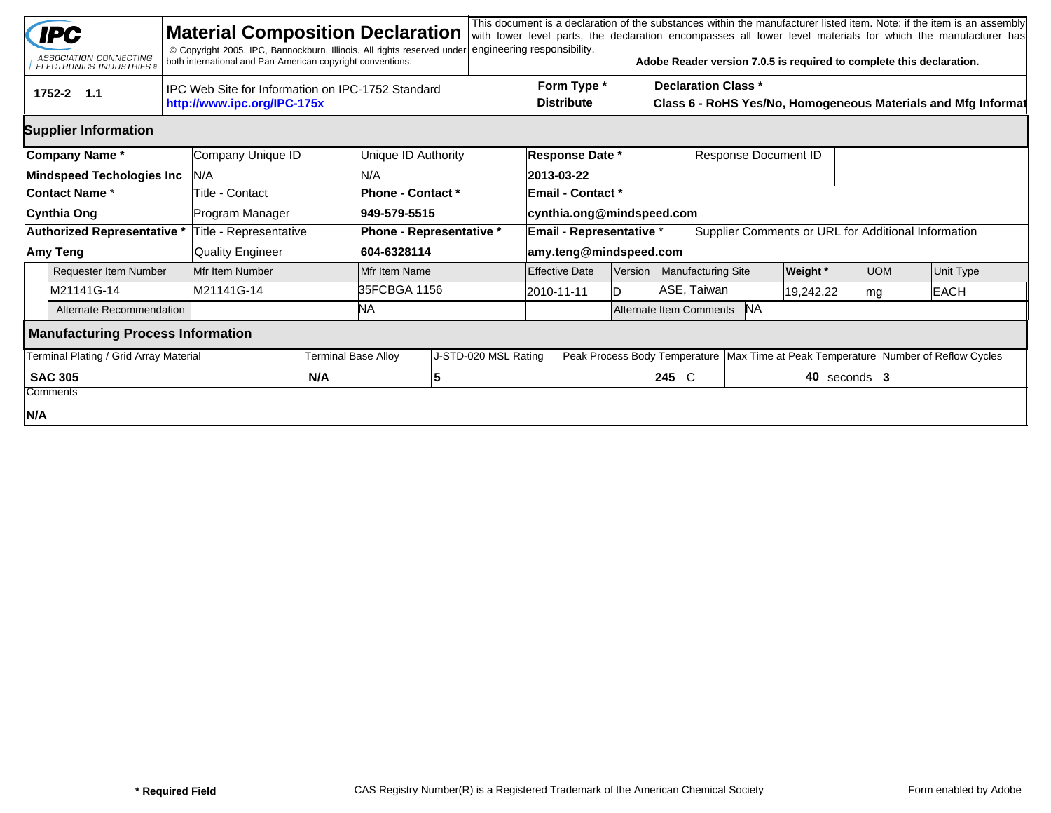**IPC**
ASSOCIATION CONNECTING ELECTRONICS INDUSTRIES®

# Material Composition Declaration

© Copyright 2005. IPC, Bannockburn, Illinois. All rights reserved under both international and Pan-American copyright conventions.

This document is a declaration of the substances within the manufacturer listed item. Note: if the item is an assembly with lower level parts, the declaration encompasses all lower level materials for which the manufacturer has engineering responsibility.

**Adobe Reader version 7.0.5 is required to complete this declaration.**

| 1752-2 1.1 | IPC Web Site for Information on IPC-1752 Standard http://www.ipc.org/IPC-175x | Form Type * Distribute | Declaration Class * Class 6 - RoHS Yes/No, Homogeneous Materials and Mfg Informat |
|---|---|---|---|

## Supplier Information

| Company Name * | Company Unique ID | Unique ID Authority | Response Date * | Response Document ID |
|---|---|---|---|---|
| **Mindspeed Techologies Inc** | N/A | N/A | **2013-03-22** | |
| **Contact Name** * | Title - Contact | **Phone - Contact** * | **Email - Contact** * | |
| **Cynthia Ong** | Program Manager | **949-579-5515** | **cynthia.ong@mindspeed.com** | |
| **Authorized Representative** * | Title - Representative | **Phone - Representative** * | **Email - Representative** * | Supplier Comments or URL for Additional Information |
| **Amy Teng** | Quality Engineer | **604-6328114** | **amy.teng@mindspeed.com** | |

| Requester Item Number | Mfr Item Number | Mfr Item Name | Effective Date | Version | Manufacturing Site | Weight * | UOM | Unit Type |
|---|---|---|---|---|---|---|---|---|
| M21141G-14 | M21141G-14 | 35FCBGA 1156 | 2010-11-11 | D | ASE, Taiwan | 19,242.22 | mg | EACH |
| Alternate Recommendation | | NA | | Alternate Item Comments | NA | | | |

## Manufacturing Process Information

| Terminal Plating / Grid Array Material | Terminal Base Alloy | J-STD-020 MSL Rating | Peak Process Body Temperature | Max Time at Peak Temperature | Number of Reflow Cycles |
|---|---|---|---|---|---|
| **SAC 305** | **N/A** | **5** | **245** C | **40** seconds | **3** |

Comments

**N/A**

**\* Required Field** CAS Registry Number(R) is a Registered Trademark of the American Chemical Society Form enabled by Adobe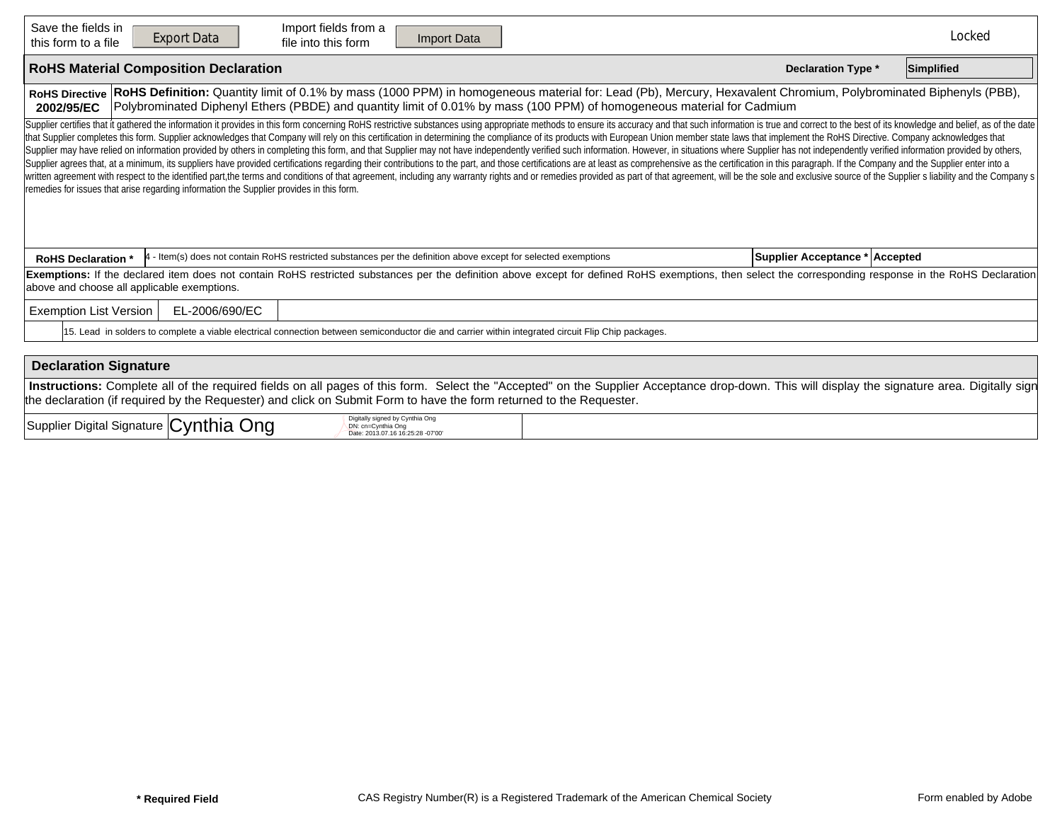| Save the fields in this form to a file | Export Data | Import fields from a file into this form | Import Data | Locked |
|---|---|---|---|---|

## RoHS Material Composition Declaration

**Declaration Type *** Simplified

| **RoHS Directive 2002/95/EC** | **RoHS Definition:** Quantity limit of 0.1% by mass (1000 PPM) in homogeneous material for: Lead (Pb), Mercury, Hexavalent Chromium, Polybrominated Biphenyls (PBB), Polybrominated Diphenyl Ethers (PBDE) and quantity limit of 0.01% by mass (100 PPM) of homogeneous material for Cadmium |
|---|---|

Supplier certifies that it gathered the information it provides in this form concerning RoHS restrictive substances using appropriate methods to ensure its accuracy and that such information is true and correct to the best of its knowledge and belief, as of the date that Supplier completes this form. Supplier acknowledges that Company will rely on this certification in determining the compliance of its products with European Union member state laws that implement the RoHS Directive. Company acknowledges that Supplier may have relied on information provided by others in completing this form, and that Supplier may not have independently verified such information. However, in situations where Supplier has not independently verified information provided by others, Supplier agrees that, at a minimum, its suppliers have provided certifications regarding their contributions to the part, and those certifications are at least as comprehensive as the certification in this paragraph. If the Company and the Supplier enter into a written agreement with respect to the identified part,the terms and conditions of that agreement, including any warranty rights and or remedies provided as part of that agreement, will be the sole and exclusive source of the Supplier s liability and the Company s remedies for issues that arise regarding information the Supplier provides in this form.

| **RoHS Declaration *** | 4 - Item(s) does not contain RoHS restricted substances per the definition above except for selected exemptions | **Supplier Acceptance *** | **Accepted** |
|---|---|---|---|

**Exemptions:** If the declared item does not contain RoHS restricted substances per the definition above except for defined RoHS exemptions, then select the corresponding response in the RoHS Declaration above and choose all applicable exemptions.

| Exemption List Version | EL-2006/690/EC |
|---|---|
| | 15. Lead in solders to complete a viable electrical connection between semiconductor die and carrier within integrated circuit Flip Chip packages. |

## Declaration Signature

**Instructions:** Complete all of the required fields on all pages of this form. Select the "Accepted" on the Supplier Acceptance drop-down. This will display the signature area. Digitally sign the declaration (if required by the Requester) and click on Submit Form to have the form returned to the Requester.

| Supplier Digital Signature | Cynthia Ong — Digitally signed by Cynthia Ong DN: cn=Cynthia Ong Date: 2013.07.16 16:25:28 -07'00' | |
|---|---|---|

**\* Required Field** CAS Registry Number(R) is a Registered Trademark of the American Chemical Society Form enabled by Adobe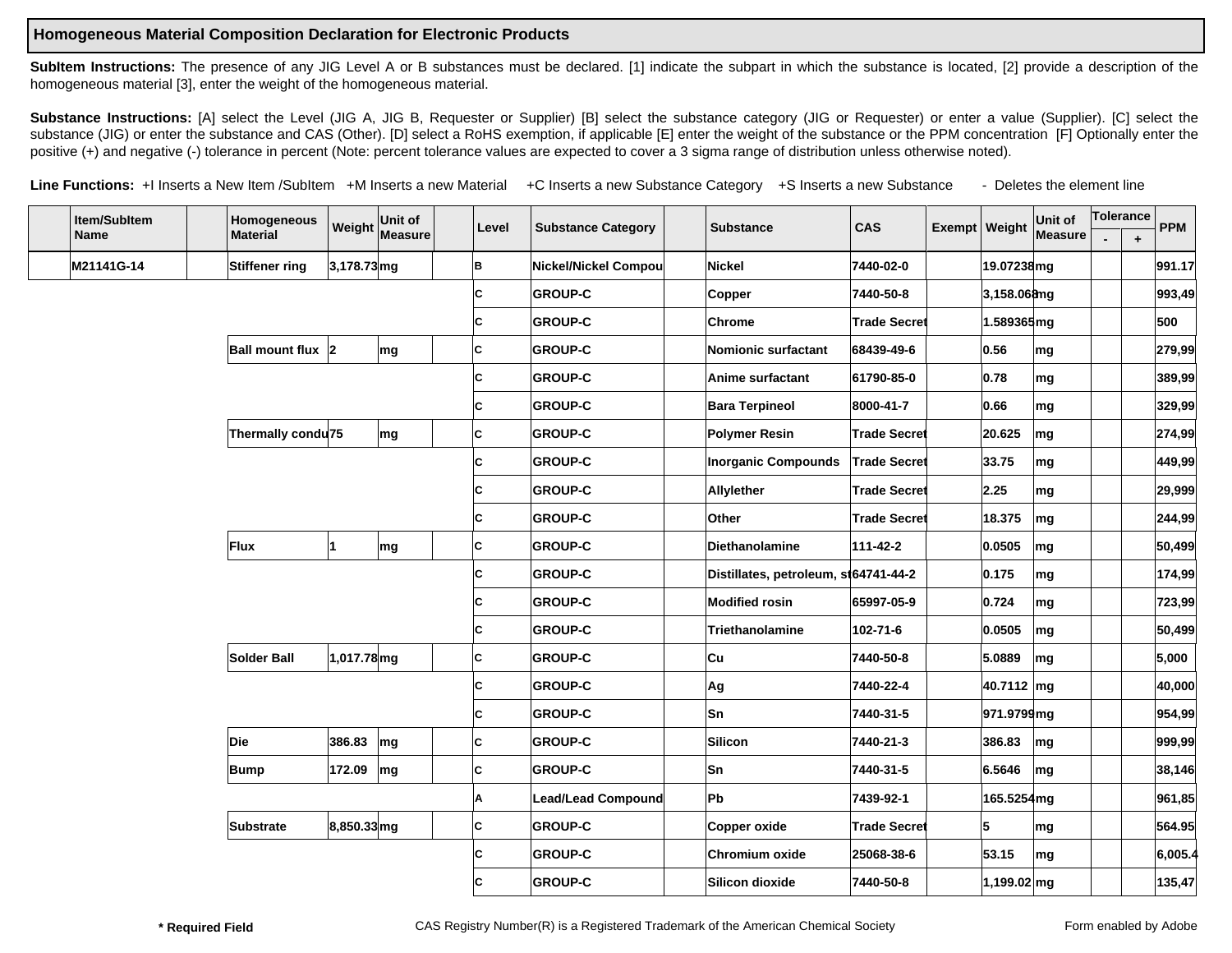## Homogeneous Material Composition Declaration for Electronic Products

**SubItem Instructions:** The presence of any JIG Level A or B substances must be declared. [1] indicate the subpart in which the substance is located, [2] provide a description of the homogeneous material [3], enter the weight of the homogeneous material.

**Substance Instructions:** [A] select the Level (JIG A, JIG B, Requester or Supplier) [B] select the substance category (JIG or Requester) or enter a value (Supplier). [C] select the substance (JIG) or enter the substance and CAS (Other). [D] select a RoHS exemption, if applicable [E] enter the weight of the substance or the PPM concentration [F] Optionally enter the positive (+) and negative (-) tolerance in percent (Note: percent tolerance values are expected to cover a 3 sigma range of distribution unless otherwise noted).

**Line Functions:** +I Inserts a New Item /SubItem +M Inserts a new Material +C Inserts a new Substance Category +S Inserts a new Substance - Deletes the element line

| | Item/SubItem Name | | Homogeneous Material | Weight | Unit of Measure | | Level | Substance Category | | Substance | CAS | Exempt | Weight | Unit of Measure | Tolerance - | Tolerance + | PPM |
|---|---|---|---|---|---|---|---|---|---|---|---|---|---|---|---|---|---|
| | M21141G-14 | | Stiffener ring | 3,178.73 | mg | | B | Nickel/Nickel Compou | | Nickel | 7440-02-0 | | 19.07238 | mg | | | 991.17 |
| | | | | | | | C | GROUP-C | | Copper | 7440-50-8 | | 3,158.068 | mg | | | 993,49 |
| | | | | | | | C | GROUP-C | | Chrome | Trade Secret | | 1.589365 | mg | | | 500 |
| | | | Ball mount flux | 2 | mg | | C | GROUP-C | | Nomionic surfactant | 68439-49-6 | | 0.56 | mg | | | 279,99 |
| | | | | | | | C | GROUP-C | | Anime surfactant | 61790-85-0 | | 0.78 | mg | | | 389,99 |
| | | | | | | | C | GROUP-C | | Bara Terpineol | 8000-41-7 | | 0.66 | mg | | | 329,99 |
| | | | Thermally condu | 75 | mg | | C | GROUP-C | | Polymer Resin | Trade Secret | | 20.625 | mg | | | 274,99 |
| | | | | | | | C | GROUP-C | | Inorganic Compounds | Trade Secret | | 33.75 | mg | | | 449,99 |
| | | | | | | | C | GROUP-C | | Allylether | Trade Secret | | 2.25 | mg | | | 29,999 |
| | | | | | | | C | GROUP-C | | Other | Trade Secret | | 18.375 | mg | | | 244,99 |
| | | | Flux | 1 | mg | | C | GROUP-C | | Diethanolamine | 111-42-2 | | 0.0505 | mg | | | 50,499 |
| | | | | | | | C | GROUP-C | | Distillates, petroleum, st | 64741-44-2 | | 0.175 | mg | | | 174,99 |
| | | | | | | | C | GROUP-C | | Modified rosin | 65997-05-9 | | 0.724 | mg | | | 723,99 |
| | | | | | | | C | GROUP-C | | Triethanolamine | 102-71-6 | | 0.0505 | mg | | | 50,499 |
| | | | Solder Ball | 1,017.78 | mg | | C | GROUP-C | | Cu | 7440-50-8 | | 5.0889 | mg | | | 5,000 |
| | | | | | | | C | GROUP-C | | Ag | 7440-22-4 | | 40.7112 | mg | | | 40,000 |
| | | | | | | | C | GROUP-C | | Sn | 7440-31-5 | | 971.9799 | mg | | | 954,99 |
| | | | Die | 386.83 | mg | | C | GROUP-C | | Silicon | 7440-21-3 | | 386.83 | mg | | | 999,99 |
| | | | Bump | 172.09 | mg | | C | GROUP-C | | Sn | 7440-31-5 | | 6.5646 | mg | | | 38,146 |
| | | | | | | | A | Lead/Lead Compound | | Pb | 7439-92-1 | | 165.5254 | mg | | | 961,85 |
| | | | Substrate | 8,850.33 | mg | | C | GROUP-C | | Copper oxide | Trade Secret | | 5 | mg | | | 564.95 |
| | | | | | | | C | GROUP-C | | Chromium oxide | 25068-38-6 | | 53.15 | mg | | | 6,005.4 |
| | | | | | | | C | GROUP-C | | Silicon dioxide | 7440-50-8 | | 1,199.02 | mg | | | 135,47 |

**\* Required Field** CAS Registry Number(R) is a Registered Trademark of the American Chemical Society Form enabled by Adobe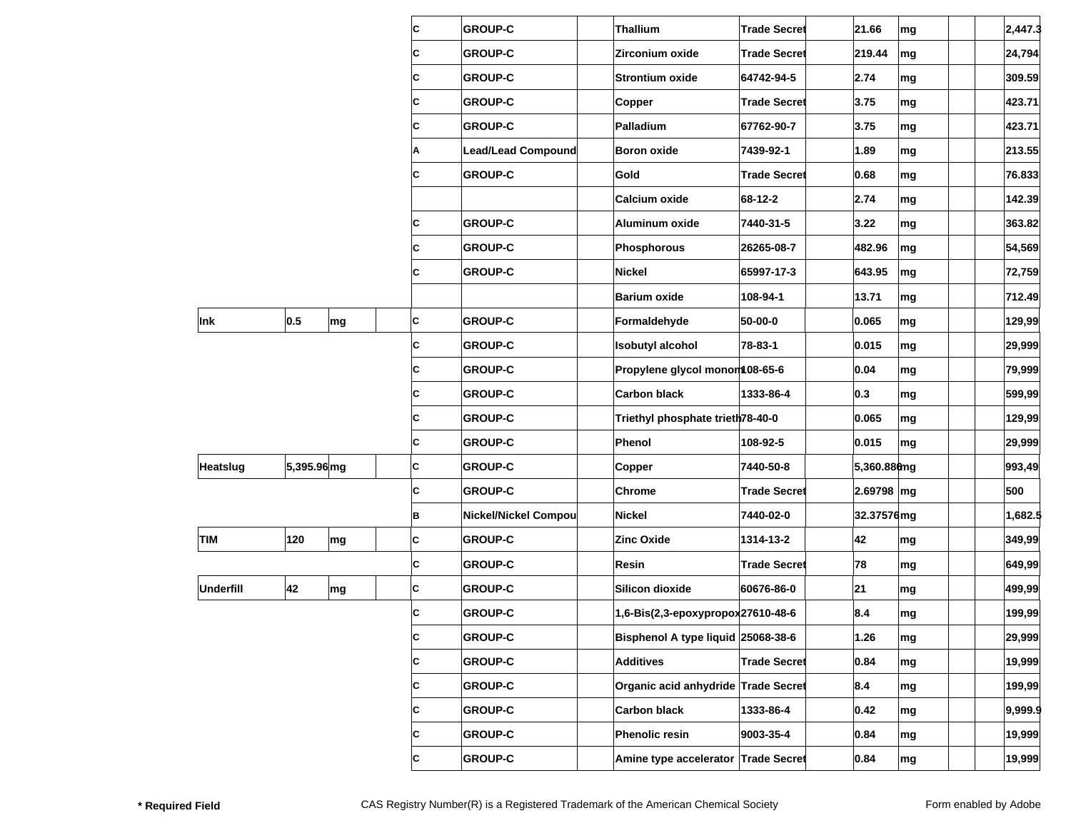| | | | | | | | | | | | | | | |
|---|---|---|---|---|---|---|---|---|---|---|---|---|---|---|
| | | | | C | GROUP-C | | Thallium | Trade Secret | | 21.66 | mg | | | 2,447.3 |
| | | | | C | GROUP-C | | Zirconium oxide | Trade Secret | | 219.44 | mg | | | 24,794 |
| | | | | C | GROUP-C | | Strontium oxide | 64742-94-5 | | 2.74 | mg | | | 309.59 |
| | | | | C | GROUP-C | | Copper | Trade Secret | | 3.75 | mg | | | 423.71 |
| | | | | C | GROUP-C | | Palladium | 67762-90-7 | | 3.75 | mg | | | 423.71 |
| | | | | A | Lead/Lead Compound | | Boron oxide | 7439-92-1 | | 1.89 | mg | | | 213.55 |
| | | | | C | GROUP-C | | Gold | Trade Secret | | 0.68 | mg | | | 76.833 |
| | | | | | | | Calcium oxide | 68-12-2 | | 2.74 | mg | | | 142.39 |
| | | | | C | GROUP-C | | Aluminum oxide | 7440-31-5 | | 3.22 | mg | | | 363.82 |
| | | | | C | GROUP-C | | Phosphorous | 26265-08-7 | | 482.96 | mg | | | 54,569 |
| | | | | C | GROUP-C | | Nickel | 65997-17-3 | | 643.95 | mg | | | 72,759 |
| | | | | | | | Barium oxide | 108-94-1 | | 13.71 | mg | | | 712.49 |
| Ink | 0.5 | mg | | C | GROUP-C | | Formaldehyde | 50-00-0 | | 0.065 | mg | | | 129,99 |
| | | | | C | GROUP-C | | Isobutyl alcohol | 78-83-1 | | 0.015 | mg | | | 29,999 |
| | | | | C | GROUP-C | | Propylene glycol monom | 108-65-6 | | 0.04 | mg | | | 79,999 |
| | | | | C | GROUP-C | | Carbon black | 1333-86-4 | | 0.3 | mg | | | 599,99 |
| | | | | C | GROUP-C | | Triethyl phosphate trieth | 78-40-0 | | 0.065 | mg | | | 129,99 |
| | | | | C | GROUP-C | | Phenol | 108-92-5 | | 0.015 | mg | | | 29,999 |
| Heatslug | 5,395.96 | mg | | C | GROUP-C | | Copper | 7440-50-8 | | 5,360.886 | mg | | | 993,49 |
| | | | | C | GROUP-C | | Chrome | Trade Secret | | 2.69798 | mg | | | 500 |
| | | | | B | Nickel/Nickel Compou | | Nickel | 7440-02-0 | | 32.37576 | mg | | | 1,682.5 |
| TIM | 120 | mg | | C | GROUP-C | | Zinc Oxide | 1314-13-2 | | 42 | mg | | | 349,99 |
| | | | | C | GROUP-C | | Resin | Trade Secret | | 78 | mg | | | 649,99 |
| Underfill | 42 | mg | | C | GROUP-C | | Silicon dioxide | 60676-86-0 | | 21 | mg | | | 499,99 |
| | | | | C | GROUP-C | | 1,6-Bis(2,3-epoxypropox | 27610-48-6 | | 8.4 | mg | | | 199,99 |
| | | | | C | GROUP-C | | Bisphenol A type liquid | 25068-38-6 | | 1.26 | mg | | | 29,999 |
| | | | | C | GROUP-C | | Additives | Trade Secret | | 0.84 | mg | | | 19,999 |
| | | | | C | GROUP-C | | Organic acid anhydride | Trade Secret | | 8.4 | mg | | | 199,99 |
| | | | | C | GROUP-C | | Carbon black | 1333-86-4 | | 0.42 | mg | | | 9,999.9 |
| | | | | C | GROUP-C | | Phenolic resin | 9003-35-4 | | 0.84 | mg | | | 19,999 |
| | | | | C | GROUP-C | | Amine type accelerator | Trade Secret | | 0.84 | mg | | | 19,999 |

**\* Required Field**

CAS Registry Number(R) is a Registered Trademark of the American Chemical Society

Form enabled by Adobe